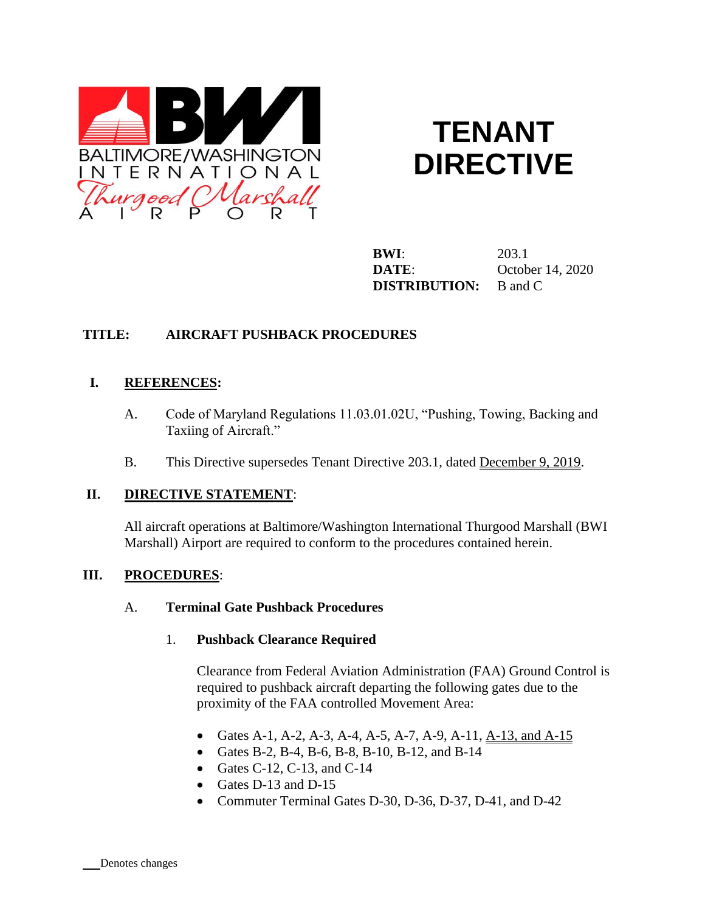BALTIMORE/WASHINGTON INTERNATIONAL Thurgood Marshall AIRPORT

# TENANT DIRECTIVE

**BWI**: 203.1
**DATE**: October 14, 2020
**DISTRIBUTION:** B and C

**TITLE: AIRCRAFT PUSHBACK PROCEDURES**

## I. REFERENCES:

A. Code of Maryland Regulations 11.03.01.02U, "Pushing, Towing, Backing and Taxiing of Aircraft."

B. This Directive supersedes Tenant Directive 203.1, dated December 9, 2019.

## II. DIRECTIVE STATEMENT:

All aircraft operations at Baltimore/Washington International Thurgood Marshall (BWI Marshall) Airport are required to conform to the procedures contained herein.

## III. PROCEDURES:

### A. Terminal Gate Pushback Procedures

#### 1. Pushback Clearance Required

Clearance from Federal Aviation Administration (FAA) Ground Control is required to pushback aircraft departing the following gates due to the proximity of the FAA controlled Movement Area:

- Gates A-1, A-2, A-3, A-4, A-5, A-7, A-9, A-11, A-13, and A-15
- Gates B-2, B-4, B-6, B-8, B-10, B-12, and B-14
- Gates C-12, C-13, and C-14
- Gates D-13 and D-15
- Commuter Terminal Gates D-30, D-36, D-37, D-41, and D-42

___Denotes changes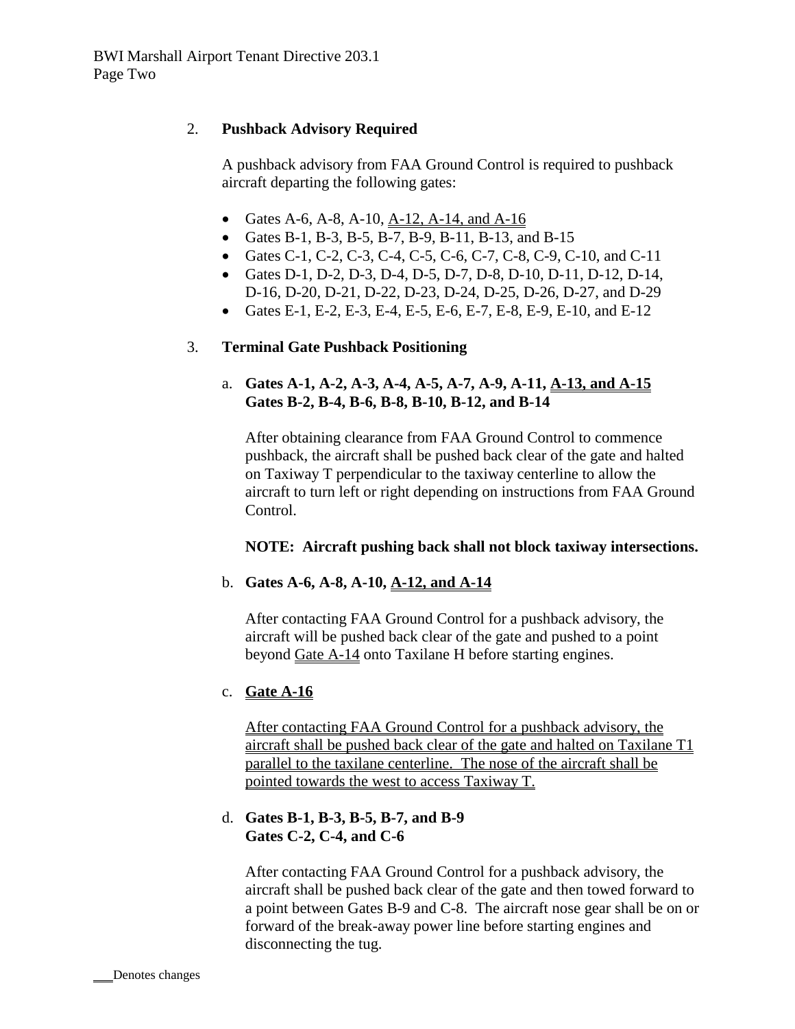2. **Pushback Advisory Required**

A pushback advisory from FAA Ground Control is required to pushback aircraft departing the following gates:

- Gates A-6, A-8, A-10, A-12, A-14, and A-16
- Gates B-1, B-3, B-5, B-7, B-9, B-11, B-13, and B-15
- Gates C-1, C-2, C-3, C-4, C-5, C-6, C-7, C-8, C-9, C-10, and C-11
- Gates D-1, D-2, D-3, D-4, D-5, D-7, D-8, D-10, D-11, D-12, D-14, D-16, D-20, D-21, D-22, D-23, D-24, D-25, D-26, D-27, and D-29
- Gates E-1, E-2, E-3, E-4, E-5, E-6, E-7, E-8, E-9, E-10, and E-12

3. **Terminal Gate Pushback Positioning**

a. **Gates A-1, A-2, A-3, A-4, A-5, A-7, A-9, A-11, A-13, and A-15**
**Gates B-2, B-4, B-6, B-8, B-10, B-12, and B-14**

After obtaining clearance from FAA Ground Control to commence pushback, the aircraft shall be pushed back clear of the gate and halted on Taxiway T perpendicular to the taxiway centerline to allow the aircraft to turn left or right depending on instructions from FAA Ground Control.

**NOTE: Aircraft pushing back shall not block taxiway intersections.**

b. **Gates A-6, A-8, A-10, A-12, and A-14**

After contacting FAA Ground Control for a pushback advisory, the aircraft will be pushed back clear of the gate and pushed to a point beyond Gate A-14 onto Taxilane H before starting engines.

c. **Gate A-16**

After contacting FAA Ground Control for a pushback advisory, the aircraft shall be pushed back clear of the gate and halted on Taxilane T1 parallel to the taxilane centerline. The nose of the aircraft shall be pointed towards the west to access Taxiway T.

d. **Gates B-1, B-3, B-5, B-7, and B-9**
**Gates C-2, C-4, and C-6**

After contacting FAA Ground Control for a pushback advisory, the aircraft shall be pushed back clear of the gate and then towed forward to a point between Gates B-9 and C-8. The aircraft nose gear shall be on or forward of the break-away power line before starting engines and disconnecting the tug.

___Denotes changes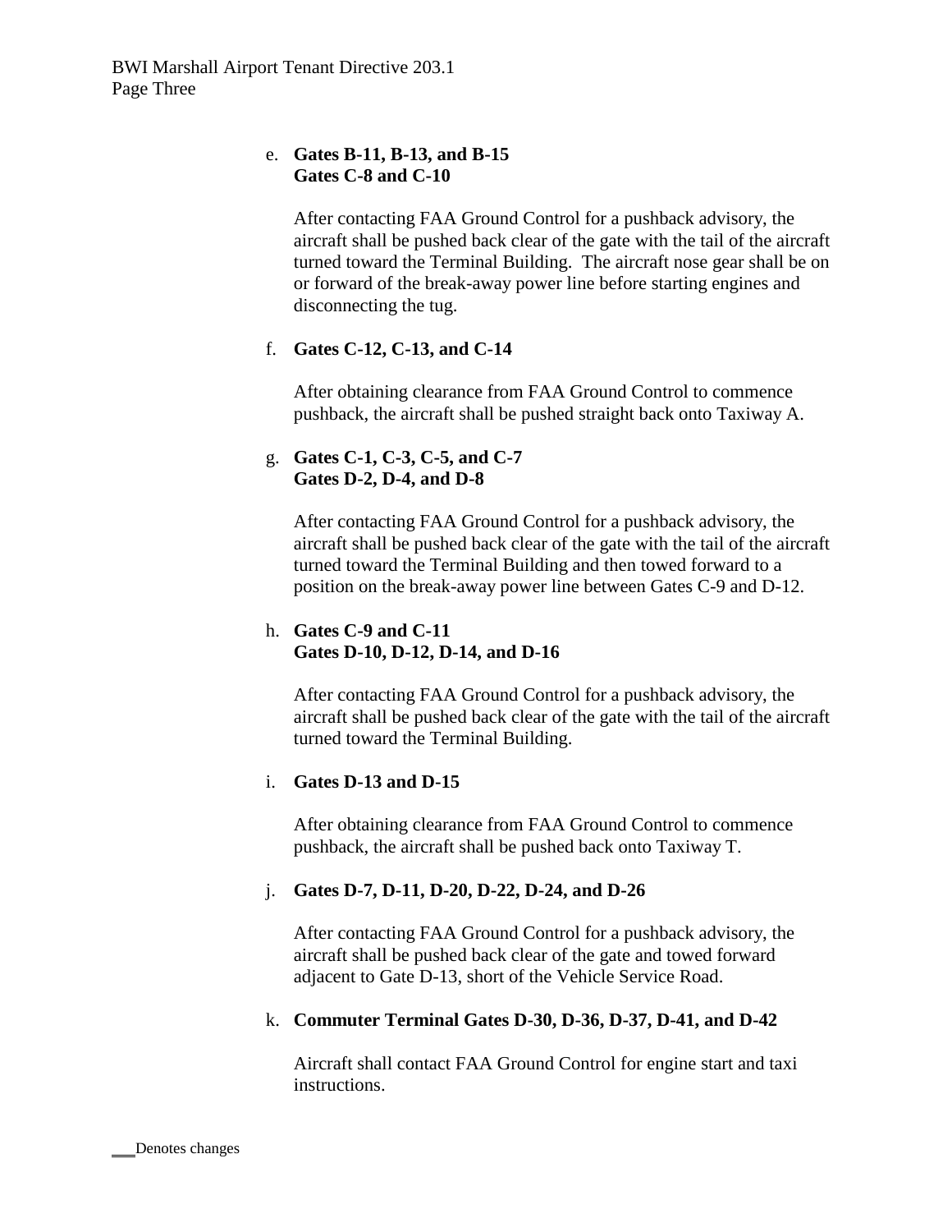e. **Gates B-11, B-13, and B-15**
   **Gates C-8 and C-10**

   After contacting FAA Ground Control for a pushback advisory, the aircraft shall be pushed back clear of the gate with the tail of the aircraft turned toward the Terminal Building. The aircraft nose gear shall be on or forward of the break-away power line before starting engines and disconnecting the tug.

f. **Gates C-12, C-13, and C-14**

   After obtaining clearance from FAA Ground Control to commence pushback, the aircraft shall be pushed straight back onto Taxiway A.

g. **Gates C-1, C-3, C-5, and C-7**
   **Gates D-2, D-4, and D-8**

   After contacting FAA Ground Control for a pushback advisory, the aircraft shall be pushed back clear of the gate with the tail of the aircraft turned toward the Terminal Building and then towed forward to a position on the break-away power line between Gates C-9 and D-12.

h. **Gates C-9 and C-11**
   **Gates D-10, D-12, D-14, and D-16**

   After contacting FAA Ground Control for a pushback advisory, the aircraft shall be pushed back clear of the gate with the tail of the aircraft turned toward the Terminal Building.

i. **Gates D-13 and D-15**

   After obtaining clearance from FAA Ground Control to commence pushback, the aircraft shall be pushed back onto Taxiway T.

j. **Gates D-7, D-11, D-20, D-22, D-24, and D-26**

   After contacting FAA Ground Control for a pushback advisory, the aircraft shall be pushed back clear of the gate and towed forward adjacent to Gate D-13, short of the Vehicle Service Road.

k. **Commuter Terminal Gates D-30, D-36, D-37, D-41, and D-42**

   Aircraft shall contact FAA Ground Control for engine start and taxi instructions.

___Denotes changes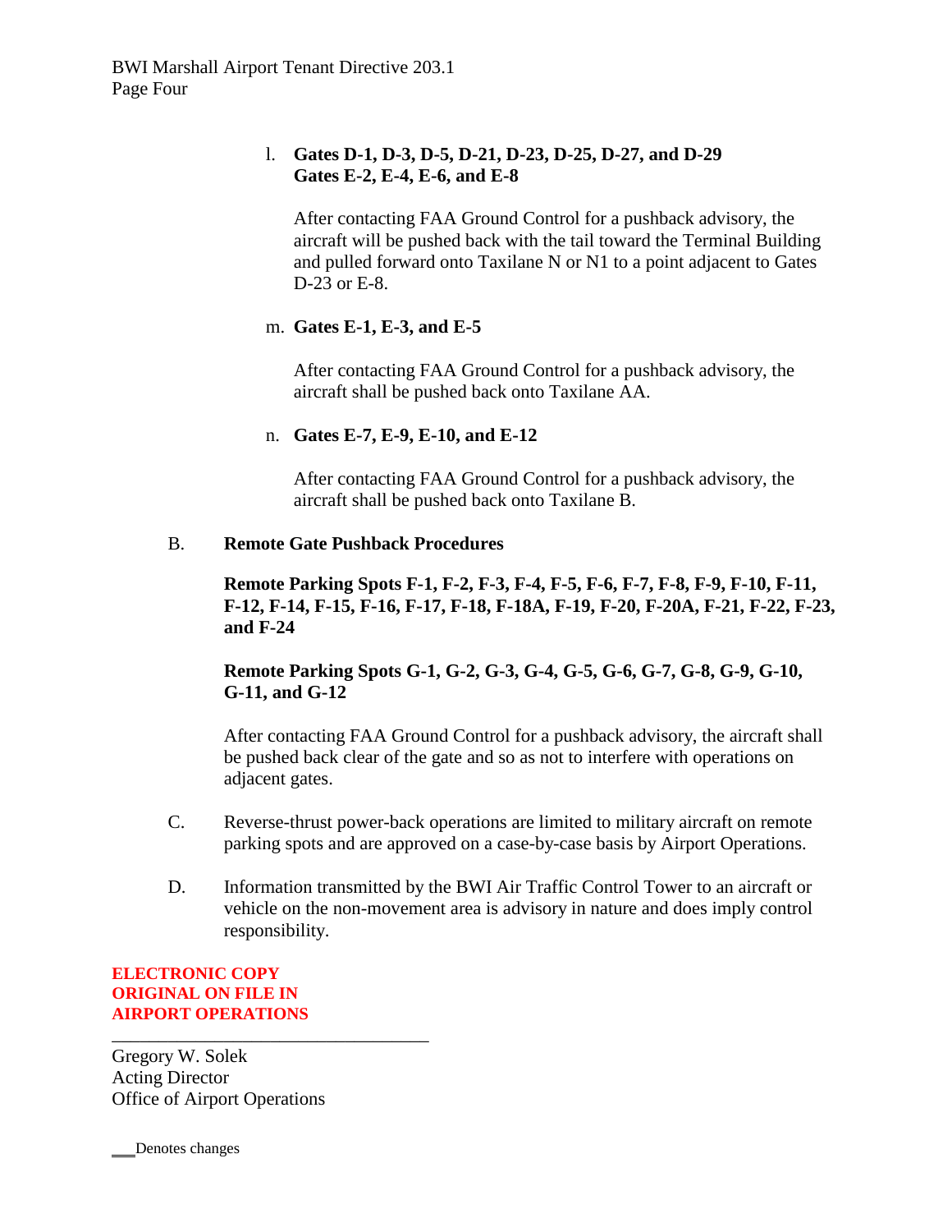l. **Gates D-1, D-3, D-5, D-21, D-23, D-25, D-27, and D-29**
**Gates E-2, E-4, E-6, and E-8**

After contacting FAA Ground Control for a pushback advisory, the aircraft will be pushed back with the tail toward the Terminal Building and pulled forward onto Taxilane N or N1 to a point adjacent to Gates D-23 or E-8.

m. **Gates E-1, E-3, and E-5**

After contacting FAA Ground Control for a pushback advisory, the aircraft shall be pushed back onto Taxilane AA.

n. **Gates E-7, E-9, E-10, and E-12**

After contacting FAA Ground Control for a pushback advisory, the aircraft shall be pushed back onto Taxilane B.

B. **Remote Gate Pushback Procedures**

**Remote Parking Spots F-1, F-2, F-3, F-4, F-5, F-6, F-7, F-8, F-9, F-10, F-11, F-12, F-14, F-15, F-16, F-17, F-18, F-18A, F-19, F-20, F-20A, F-21, F-22, F-23, and F-24**

**Remote Parking Spots G-1, G-2, G-3, G-4, G-5, G-6, G-7, G-8, G-9, G-10, G-11, and G-12**

After contacting FAA Ground Control for a pushback advisory, the aircraft shall be pushed back clear of the gate and so as not to interfere with operations on adjacent gates.

C. Reverse-thrust power-back operations are limited to military aircraft on remote parking spots and are approved on a case-by-case basis by Airport Operations.

D. Information transmitted by the BWI Air Traffic Control Tower to an aircraft or vehicle on the non-movement area is advisory in nature and does imply control responsibility.

**ELECTRONIC COPY**
**ORIGINAL ON FILE IN**
**AIRPORT OPERATIONS**

\_\_\_\_\_\_\_\_\_\_\_\_\_\_\_\_\_\_\_\_\_\_\_\_\_\_\_\_\_\_\_\_\_\_\_

Gregory W. Solek
Acting Director
Office of Airport Operations

\_\_\_Denotes changes